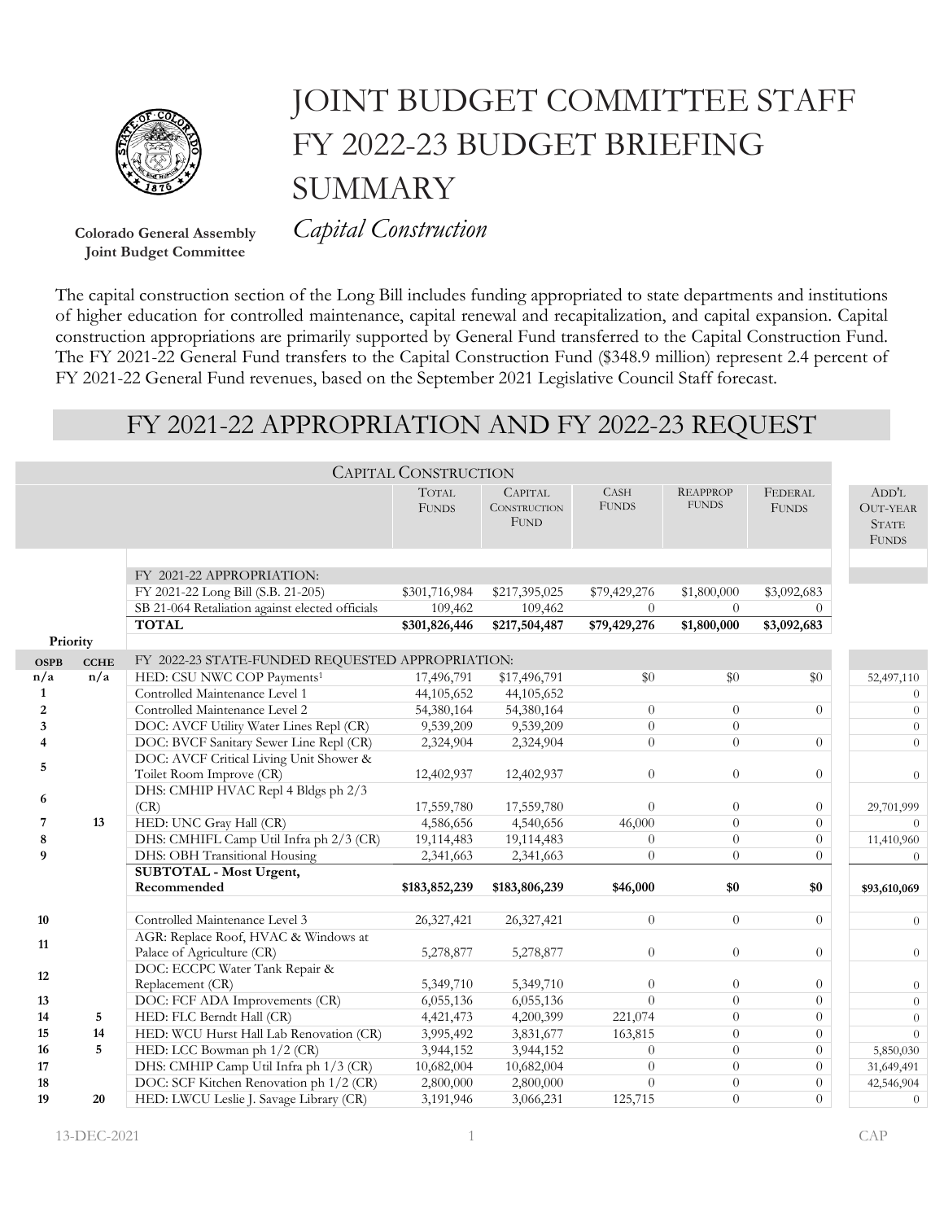# JOINT BUDGET COMMITTEE STAFF FY 2022-23 BUDGET BRIEFING SUMMARY

## *Capital Construction*

**Colorado General Assembly**
**Joint Budget Committee**

The capital construction section of the Long Bill includes funding appropriated to state departments and institutions of higher education for controlled maintenance, capital renewal and recapitalization, and capital expansion. Capital construction appropriations are primarily supported by General Fund transferred to the Capital Construction Fund. The FY 2021-22 General Fund transfers to the Capital Construction Fund ($348.9 million) represent 2.4 percent of FY 2021-22 General Fund revenues, based on the September 2021 Legislative Council Staff forecast.

## FY 2021-22 APPROPRIATION AND FY 2022-23 REQUEST

| Priority OSPB | Priority CCHE | Capital Construction | Total Funds | Capital Construction Fund | Cash Funds | Reapprop Funds | Federal Funds | Add'l Out-Year State Funds |
|---|---|---|---|---|---|---|---|---|
| | | FY 2021-22 APPROPRIATION: | | | | | | |
| | | FY 2021-22 Long Bill (S.B. 21-205) | $301,716,984 | $217,395,025 | $79,429,276 | $1,800,000 | $3,092,683 | |
| | | SB 21-064 Retaliation against elected officials | 109,462 | 109,462 | 0 | 0 | 0 | |
| | | **TOTAL** | **$301,826,446** | **$217,504,487** | **$79,429,276** | **$1,800,000** | **$3,092,683** | |
| | | FY 2022-23 STATE-FUNDED REQUESTED APPROPRIATION: | | | | | | |
| n/a | n/a | HED: CSU NWC COP Payments[1] | 17,496,791 | $17,496,791 | $0 | $0 | $0 | 52,497,110 |
| 1 | | Controlled Maintenance Level 1 | 44,105,652 | 44,105,652 | | | | 0 |
| 2 | | Controlled Maintenance Level 2 | 54,380,164 | 54,380,164 | 0 | 0 | 0 | 0 |
| 3 | | DOC: AVCF Utility Water Lines Repl (CR) | 9,539,209 | 9,539,209 | 0 | 0 | | 0 |
| 4 | | DOC: BVCF Sanitary Sewer Line Repl (CR) | 2,324,904 | 2,324,904 | 0 | 0 | 0 | 0 |
| 5 | | DOC: AVCF Critical Living Unit Shower & Toilet Room Improve (CR) | 12,402,937 | 12,402,937 | 0 | 0 | 0 | 0 |
| 6 | | DHS: CMHIP HVAC Repl 4 Bldgs ph 2/3 (CR) | 17,559,780 | 17,559,780 | 0 | 0 | 0 | 29,701,999 |
| 7 | 13 | HED: UNC Gray Hall (CR) | 4,586,656 | 4,540,656 | 46,000 | 0 | 0 | 0 |
| 8 | | DHS: CMHIFL Camp Util Infra ph 2/3 (CR) | 19,114,483 | 19,114,483 | 0 | 0 | 0 | 11,410,960 |
| 9 | | DHS: OBH Transitional Housing | 2,341,663 | 2,341,663 | 0 | 0 | 0 | 0 |
| | | **SUBTOTAL - Most Urgent, Recommended** | **$183,852,239** | **$183,806,239** | **$46,000** | **$0** | **$0** | **$93,610,069** |
| 10 | | Controlled Maintenance Level 3 | 26,327,421 | 26,327,421 | 0 | 0 | 0 | 0 |
| 11 | | AGR: Replace Roof, HVAC & Windows at Palace of Agriculture (CR) | 5,278,877 | 5,278,877 | 0 | 0 | 0 | 0 |
| 12 | | DOC: ECCPC Water Tank Repair & Replacement (CR) | 5,349,710 | 5,349,710 | 0 | 0 | 0 | 0 |
| 13 | | DOC: FCF ADA Improvements (CR) | 6,055,136 | 6,055,136 | 0 | 0 | 0 | 0 |
| 14 | 5 | HED: FLC Berndt Hall (CR) | 4,421,473 | 4,200,399 | 221,074 | 0 | 0 | 0 |
| 15 | 14 | HED: WCU Hurst Hall Lab Renovation (CR) | 3,995,492 | 3,831,677 | 163,815 | 0 | 0 | 0 |
| 16 | 5 | HED: LCC Bowman ph 1/2 (CR) | 3,944,152 | 3,944,152 | 0 | 0 | 0 | 5,850,030 |
| 17 | | DHS: CMHIP Camp Util Infra ph 1/3 (CR) | 10,682,004 | 10,682,004 | 0 | 0 | 0 | 31,649,491 |
| 18 | | DOC: SCF Kitchen Renovation ph 1/2 (CR) | 2,800,000 | 2,800,000 | 0 | 0 | 0 | 42,546,904 |
| 19 | 20 | HED: LWCU Leslie J. Savage Library (CR) | 3,191,946 | 3,066,231 | 125,715 | 0 | 0 | 0 |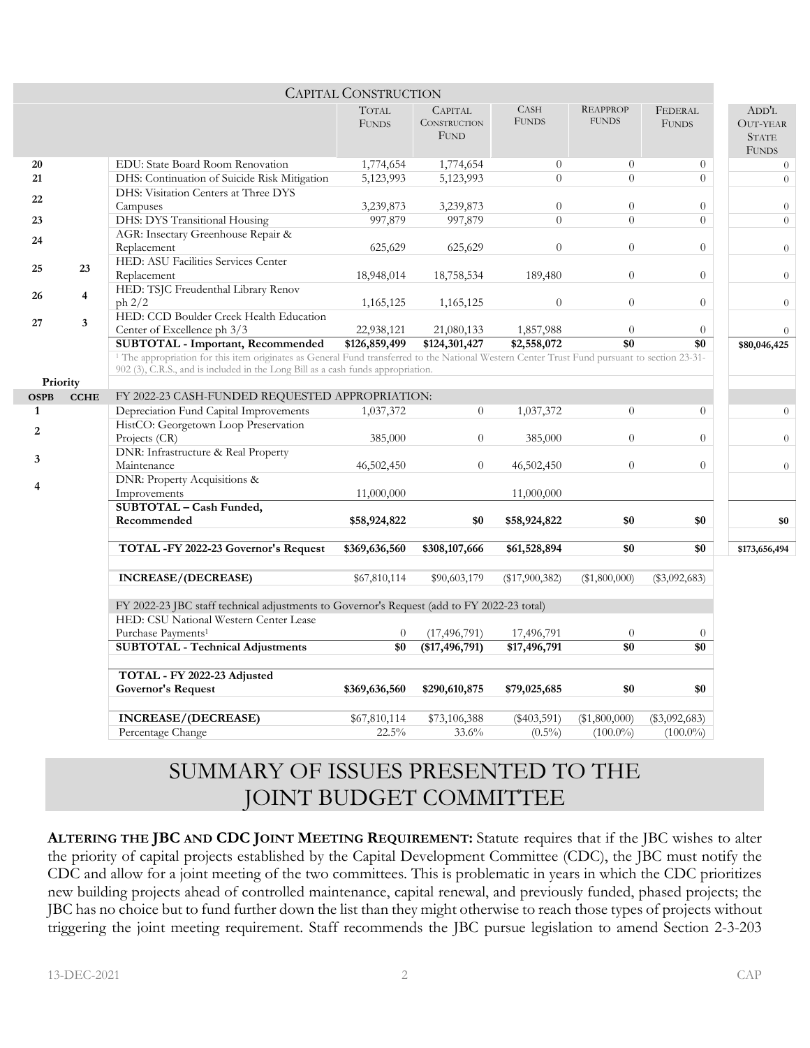| | | CAPITAL CONSTRUCTION | | | | | | |
|---|---|---|---|---|---|---|---|---|
| | | | TOTAL FUNDS | CAPITAL CONSTRUCTION FUND | CASH FUNDS | REAPPROP FUNDS | FEDERAL FUNDS | ADD'L OUT-YEAR STATE FUNDS |
| 20 | | EDU: State Board Room Renovation | 1,774,654 | 1,774,654 | 0 | 0 | 0 | 0 |
| 21 | | DHS: Continuation of Suicide Risk Mitigation | 5,123,993 | 5,123,993 | 0 | 0 | 0 | 0 |
| 22 | | DHS: Visitation Centers at Three DYS Campuses | 3,239,873 | 3,239,873 | 0 | 0 | 0 | 0 |
| 23 | | DHS: DYS Transitional Housing | 997,879 | 997,879 | 0 | 0 | 0 | 0 |
| 24 | | AGR: Insectary Greenhouse Repair & Replacement | 625,629 | 625,629 | 0 | 0 | 0 | 0 |
| 25 | 23 | HED: ASU Facilities Services Center Replacement | 18,948,014 | 18,758,534 | 189,480 | 0 | 0 | 0 |
| 26 | 4 | HED: TSJC Freudenthal Library Renov ph 2/2 | 1,165,125 | 1,165,125 | 0 | 0 | 0 | 0 |
| 27 | 3 | HED: CCD Boulder Creek Health Education Center of Excellence ph 3/3 | 22,938,121 | 21,080,133 | 1,857,988 | 0 | 0 | 0 |
| | | **SUBTOTAL - Important, Recommended** | **$126,859,499** | **$124,301,427** | **$2,558,072** | **$0** | **$0** | **$80,046,425** |
| | | [1] The appropriation for this item originates as General Fund transferred to the National Western Center Trust Fund pursuant to section 23-31-902 (3), C.R.S., and is included in the Long Bill as a cash funds appropriation. | | | | | | |
| **Priority** | | | | | | | | |
| **OSPB** | **CCHE** | FY 2022-23 CASH-FUNDED REQUESTED APPROPRIATION: | | | | | | |
| 1 | | Depreciation Fund Capital Improvements | 1,037,372 | 0 | 1,037,372 | 0 | 0 | 0 |
| 2 | | HistCO: Georgetown Loop Preservation Projects (CR) | 385,000 | 0 | 385,000 | 0 | 0 | 0 |
| 3 | | DNR: Infrastructure & Real Property Maintenance | 46,502,450 | 0 | 46,502,450 | 0 | 0 | 0 |
| 4 | | DNR: Property Acquisitions & Improvements | 11,000,000 | | 11,000,000 | | | |
| | | **SUBTOTAL – Cash Funded, Recommended** | **$58,924,822** | **$0** | **$58,924,822** | **$0** | **$0** | **$0** |
| | | **TOTAL -FY 2022-23 Governor's Request** | **$369,636,560** | **$308,107,666** | **$61,528,894** | **$0** | **$0** | **$173,656,494** |
| | | **INCREASE/(DECREASE)** | $67,810,114 | $90,603,179 | ($17,900,382) | ($1,800,000) | ($3,092,683) | |
| | | FY 2022-23 JBC staff technical adjustments to Governor's Request (add to FY 2022-23 total) | | | | | | |
| | | HED: CSU National Western Center Lease Purchase Payments[1] | 0 | (17,496,791) | 17,496,791 | 0 | 0 | |
| | | **SUBTOTAL - Technical Adjustments** | **$0** | **($17,496,791)** | **$17,496,791** | **$0** | **$0** | |
| | | **TOTAL - FY 2022-23 Adjusted Governor's Request** | **$369,636,560** | **$290,610,875** | **$79,025,685** | **$0** | **$0** | |
| | | **INCREASE/(DECREASE)** | $67,810,114 | $73,106,388 | ($403,591) | ($1,800,000) | ($3,092,683) | |
| | | Percentage Change | 22.5% | 33.6% | (0.5%) | (100.0%) | (100.0%) | |

# SUMMARY OF ISSUES PRESENTED TO THE JOINT BUDGET COMMITTEE

**ALTERING THE JBC AND CDC JOINT MEETING REQUIREMENT:** Statute requires that if the JBC wishes to alter the priority of capital projects established by the Capital Development Committee (CDC), the JBC must notify the CDC and allow for a joint meeting of the two committees. This is problematic in years in which the CDC prioritizes new building projects ahead of controlled maintenance, capital renewal, and previously funded, phased projects; the JBC has no choice but to fund further down the list than they might otherwise to reach those types of projects without triggering the joint meeting requirement. Staff recommends the JBC pursue legislation to amend Section 2-3-203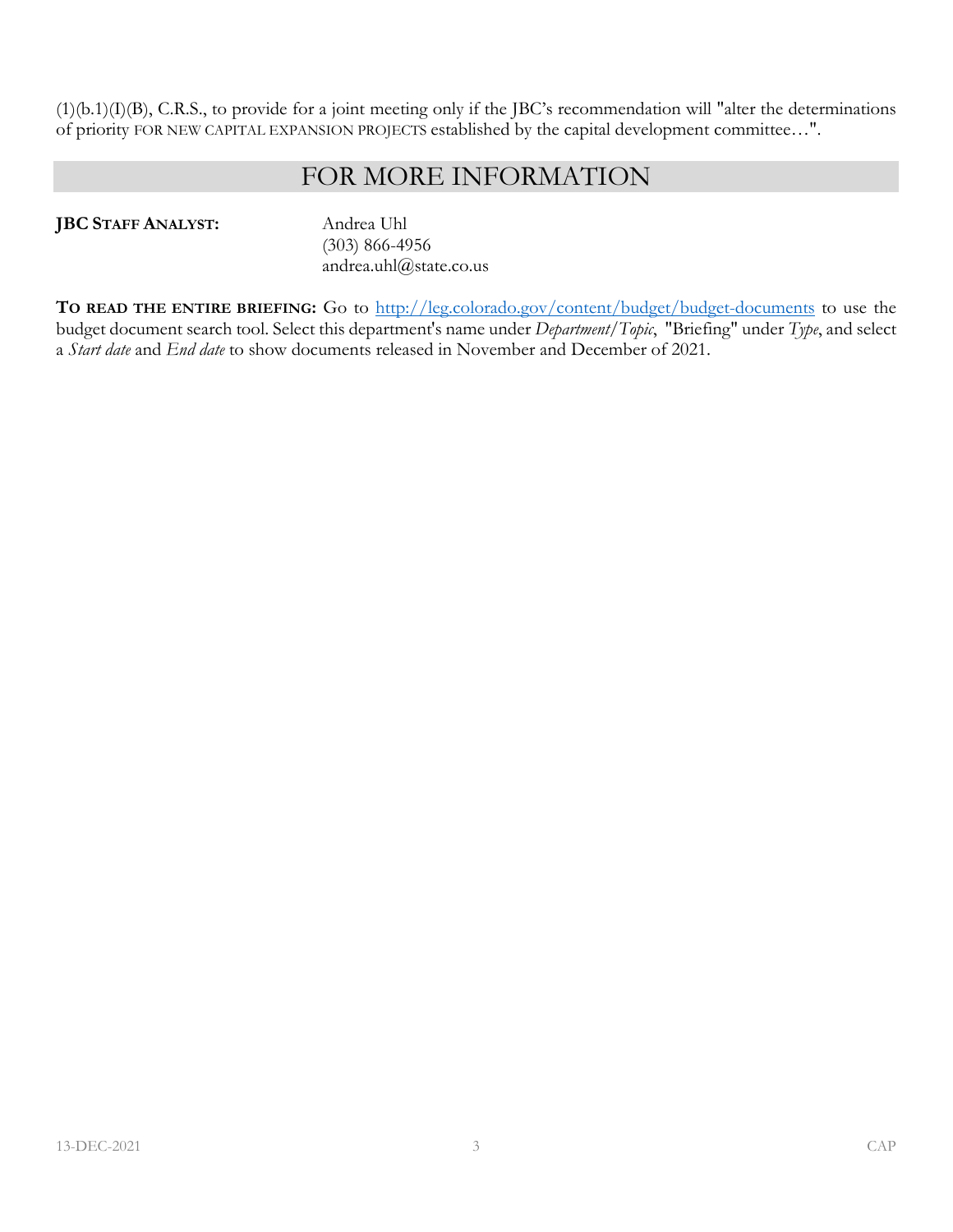(1)(b.1)(I)(B), C.R.S., to provide for a joint meeting only if the JBC's recommendation will "alter the determinations of priority FOR NEW CAPITAL EXPANSION PROJECTS established by the capital development committee…".

# FOR MORE INFORMATION

**JBC STAFF ANALYST:** Andrea Uhl
(303) 866-4956
andrea.uhl@state.co.us

**TO READ THE ENTIRE BRIEFING:** Go to http://leg.colorado.gov/content/budget/budget-documents to use the budget document search tool. Select this department's name under *Department/Topic*, "Briefing" under *Type*, and select a *Start date* and *End date* to show documents released in November and December of 2021.